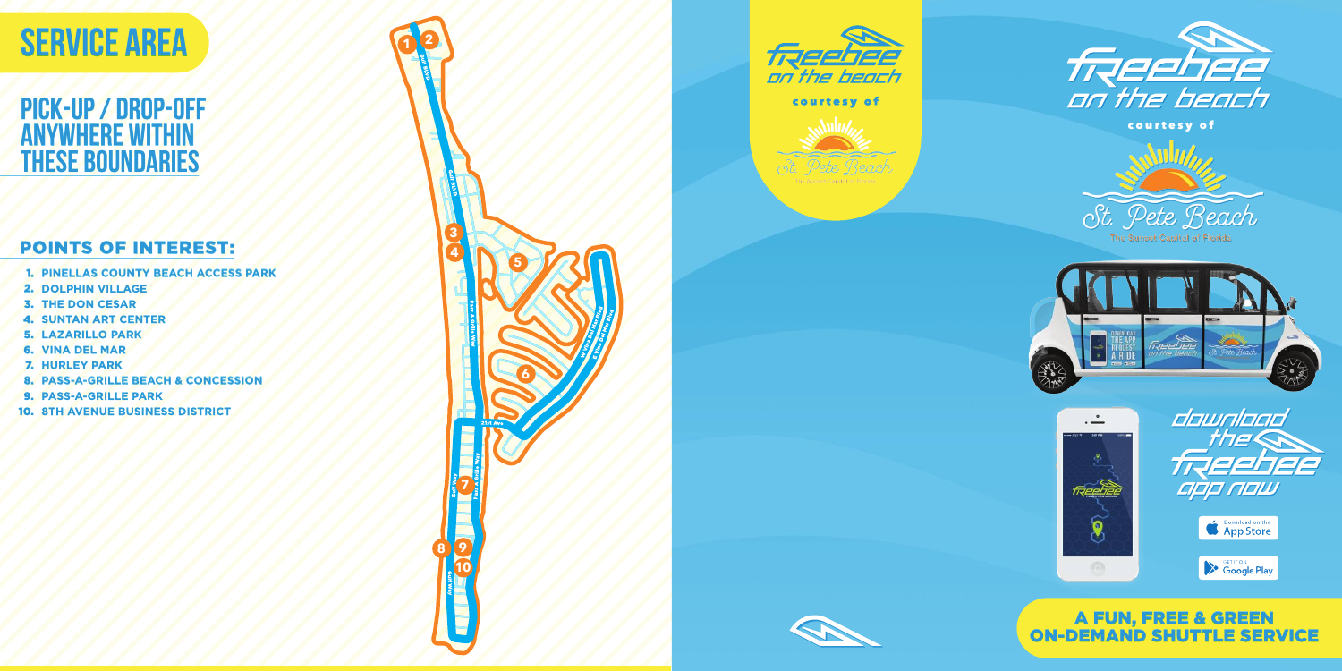# SERVICE AREA

## PICK-UP / DROP-OFF ANYWHERE WITHIN THESE BOUNDARIES

### POINTS OF INTEREST:

1. PINELLAS COUNTY BEACH ACCESS PARK
2. DOLPHIN VILLAGE
3. THE DON CESAR
4. SUNTAN ART CENTER
5. LAZARILLO PARK
6. VINA DEL MAR
7. HURLEY PARK
8. PASS-A-GRILLE BEACH & CONCESSION
9. PASS-A-GRILLE PARK
10. 8TH AVENUE BUSINESS DISTRICT

Freebee on the beach

courtesy of

St. Pete Beach

The Sunset Capital of Florida

download the Freebee app now

Download on the App Store

GET IT ON Google Play

## A FUN, FREE & GREEN ON-DEMAND SHUTTLE SERVICE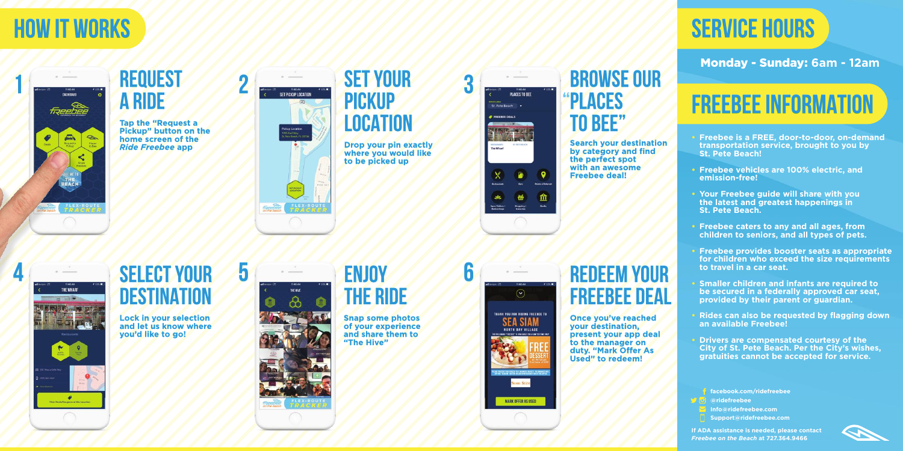# HOW IT WORKS

## 1 REQUEST A RIDE

Tap the "Request a Pickup" button on the home screen of the *Ride Freebee* app

## 2 SET YOUR PICKUP LOCATION

Drop your pin exactly where you would like to be picked up

## 3 BROWSE OUR "PLACES TO BEE"

Search your destination by category and find the perfect spot with an awesome Freebee deal!

## 4 SELECT YOUR DESTINATION

Lock in your selection and let us know where you'd like to go!

## 5 ENJOY THE RIDE

Snap some photos of your experience and share them to "The Hive"

## 6 REDEEM YOUR FREEBEE DEAL

Once you've reached your destination, present your app deal to the manager on duty. "Mark Offer As Used" to redeem!

# SERVICE HOURS

**Monday - Sunday: 6am - 12am**

# FREEBEE INFORMATION

- Freebee is a FREE, door-to-door, on-demand transportation service, brought to you by St. Pete Beach!
- Freebee vehicles are 100% electric, and emission-free!
- Your Freebee guide will share with you the latest and greatest happenings in St. Pete Beach.
- Freebee caters to any and all ages, from children to seniors, and all types of pets.
- Freebee provides booster seats as appropriate for children who exceed the size requirements to travel in a car seat.
- Smaller children and infants are required to be secured in a federally approved car seat, provided by their parent or guardian.
- Rides can also be requested by flagging down an available Freebee!
- Drivers are compensated courtesy of the City of St. Pete Beach. Per the City's wishes, gratuities cannot be accepted for service.

facebook.com/ridefreebee
@ridefreebee
Info@ridefreebee.com
Support@ridefreebee.com

If ADA assistance is needed, please contact *Freebee on the Beach* at 727.364.9466